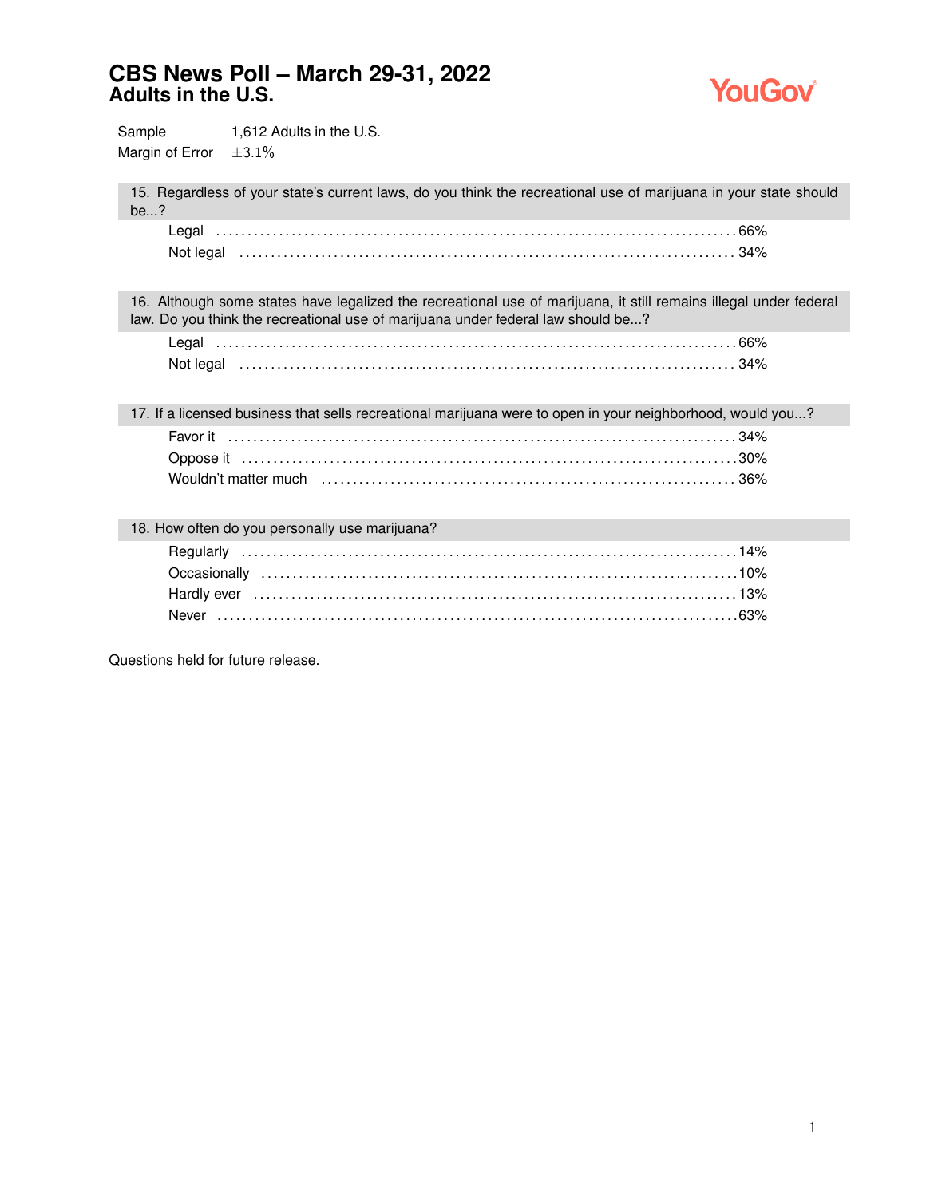# CBS News Poll – March 29-31, 2022
## Adults in the U.S.

YouGov

| | |
|---|---|
| Sample | 1,612 Adults in the U.S. |
| Margin of Error | ±3.1% |

**15. Regardless of your state's current laws, do you think the recreational use of marijuana in your state should be...?**

| | |
|---|---|
| Legal | 66% |
| Not legal | 34% |

**16. Although some states have legalized the recreational use of marijuana, it still remains illegal under federal law. Do you think the recreational use of marijuana under federal law should be...?**

| | |
|---|---|
| Legal | 66% |
| Not legal | 34% |

**17. If a licensed business that sells recreational marijuana were to open in your neighborhood, would you...?**

| | |
|---|---|
| Favor it | 34% |
| Oppose it | 30% |
| Wouldn't matter much | 36% |

**18. How often do you personally use marijuana?**

| | |
|---|---|
| Regularly | 14% |
| Occasionally | 10% |
| Hardly ever | 13% |
| Never | 63% |

Questions held for future release.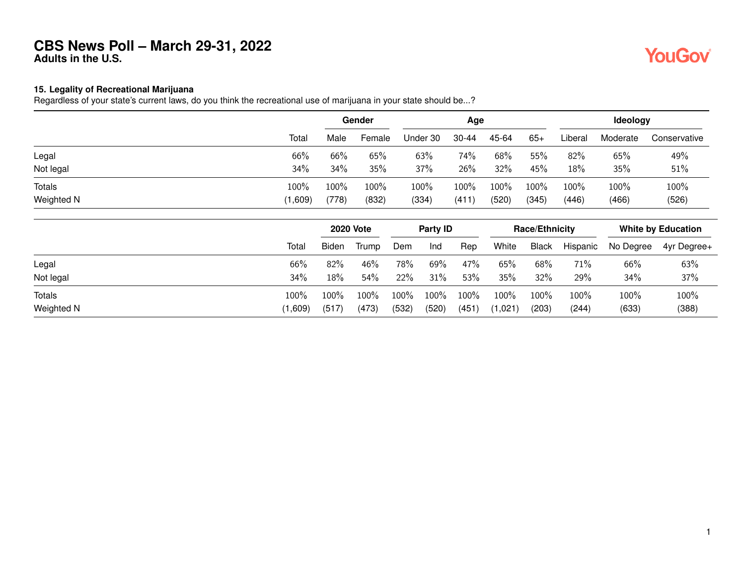# CBS News Poll – March 29-31, 2022
**Adults in the U.S.**

### 15. Legality of Recreational Marijuana

Regardless of your state's current laws, do you think the recreational use of marijuana in your state should be...?

| | | Gender | | Age | | | | Ideology | | |
|---|---|---|---|---|---|---|---|---|---|---|
| | Total | Male | Female | Under 30 | 30-44 | 45-64 | 65+ | Liberal | Moderate | Conservative |
| Legal | 66% | 66% | 65% | 63% | 74% | 68% | 55% | 82% | 65% | 49% |
| Not legal | 34% | 34% | 35% | 37% | 26% | 32% | 45% | 18% | 35% | 51% |
| Totals | 100% | 100% | 100% | 100% | 100% | 100% | 100% | 100% | 100% | 100% |
| Weighted N | (1,609) | (778) | (832) | (334) | (411) | (520) | (345) | (446) | (466) | (526) |

| | | 2020 Vote | | Party ID | | | Race/Ethnicity | | | White by Education | |
|---|---|---|---|---|---|---|---|---|---|---|---|
| | Total | Biden | Trump | Dem | Ind | Rep | White | Black | Hispanic | No Degree | 4yr Degree+ |
| Legal | 66% | 82% | 46% | 78% | 69% | 47% | 65% | 68% | 71% | 66% | 63% |
| Not legal | 34% | 18% | 54% | 22% | 31% | 53% | 35% | 32% | 29% | 34% | 37% |
| Totals | 100% | 100% | 100% | 100% | 100% | 100% | 100% | 100% | 100% | 100% | 100% |
| Weighted N | (1,609) | (517) | (473) | (532) | (520) | (451) | (1,021) | (203) | (244) | (633) | (388) |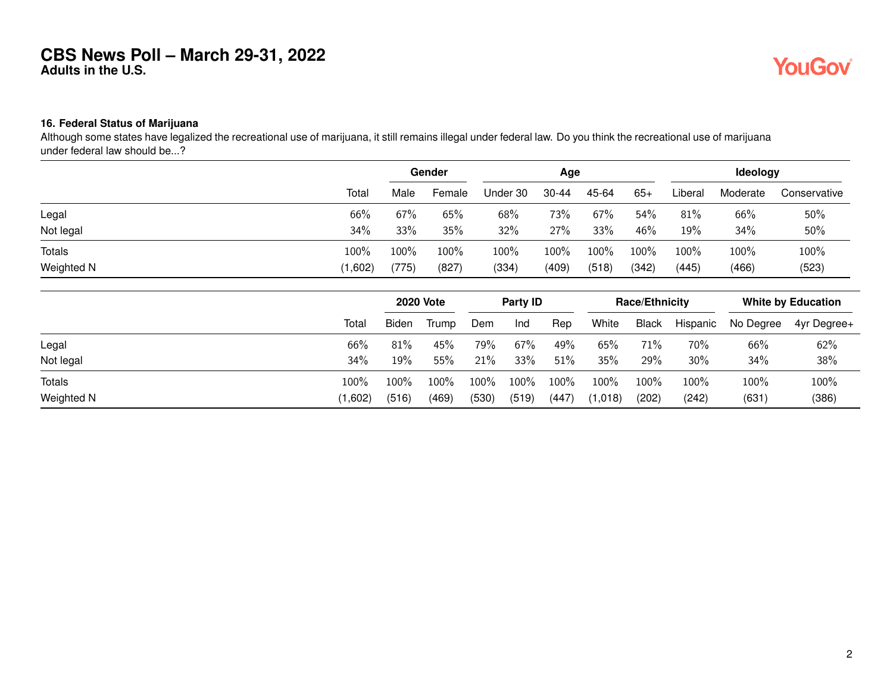# CBS News Poll – March 29-31, 2022

**Adults in the U.S.**

### 16. Federal Status of Marijuana

Although some states have legalized the recreational use of marijuana, it still remains illegal under federal law. Do you think the recreational use of marijuana under federal law should be...?

| | | Gender | | Age | | | | Ideology | | |
|---|---|---|---|---|---|---|---|---|---|---|
| | Total | Male | Female | Under 30 | 30-44 | 45-64 | 65+ | Liberal | Moderate | Conservative |
| Legal | 66% | 67% | 65% | 68% | 73% | 67% | 54% | 81% | 66% | 50% |
| Not legal | 34% | 33% | 35% | 32% | 27% | 33% | 46% | 19% | 34% | 50% |
| Totals | 100% | 100% | 100% | 100% | 100% | 100% | 100% | 100% | 100% | 100% |
| Weighted N | (1,602) | (775) | (827) | (334) | (409) | (518) | (342) | (445) | (466) | (523) |

| | | 2020 Vote | | Party ID | | | Race/Ethnicity | | | White by Education | |
|---|---|---|---|---|---|---|---|---|---|---|---|
| | Total | Biden | Trump | Dem | Ind | Rep | White | Black | Hispanic | No Degree | 4yr Degree+ |
| Legal | 66% | 81% | 45% | 79% | 67% | 49% | 65% | 71% | 70% | 66% | 62% |
| Not legal | 34% | 19% | 55% | 21% | 33% | 51% | 35% | 29% | 30% | 34% | 38% |
| Totals | 100% | 100% | 100% | 100% | 100% | 100% | 100% | 100% | 100% | 100% | 100% |
| Weighted N | (1,602) | (516) | (469) | (530) | (519) | (447) | (1,018) | (202) | (242) | (631) | (386) |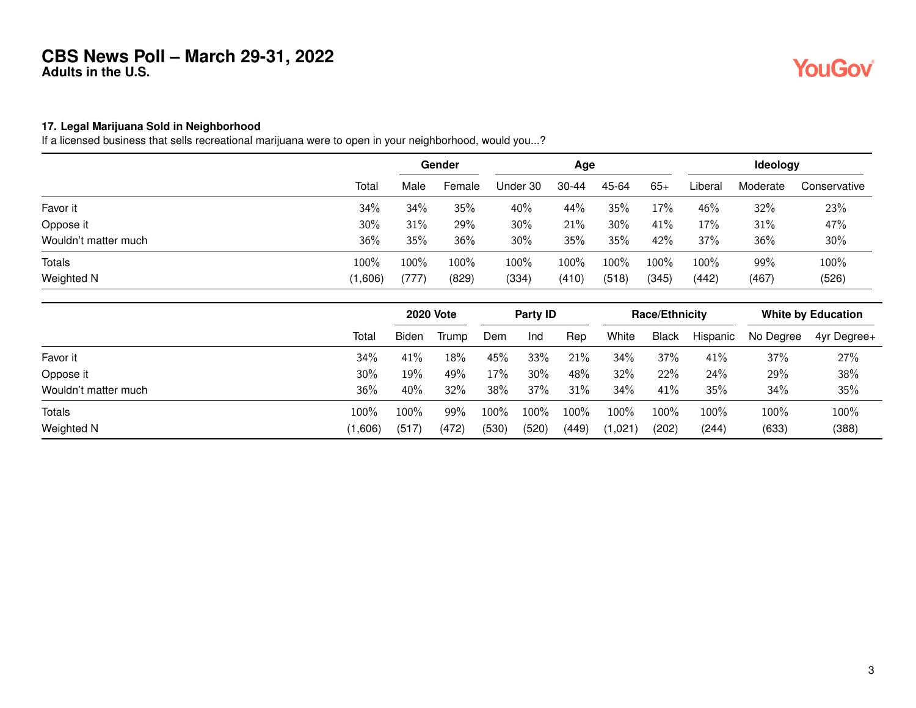# CBS News Poll – March 29-31, 2022
**Adults in the U.S.**

**17. Legal Marijuana Sold in Neighborhood**
If a licensed business that sells recreational marijuana were to open in your neighborhood, would you...?

| | | Gender | | Age | | | | Ideology | | |
|---|---|---|---|---|---|---|---|---|---|---|
| | Total | Male | Female | Under 30 | 30-44 | 45-64 | 65+ | Liberal | Moderate | Conservative |
| Favor it | 34% | 34% | 35% | 40% | 44% | 35% | 17% | 46% | 32% | 23% |
| Oppose it | 30% | 31% | 29% | 30% | 21% | 30% | 41% | 17% | 31% | 47% |
| Wouldn't matter much | 36% | 35% | 36% | 30% | 35% | 35% | 42% | 37% | 36% | 30% |
| Totals | 100% | 100% | 100% | 100% | 100% | 100% | 100% | 100% | 99% | 100% |
| Weighted N | (1,606) | (777) | (829) | (334) | (410) | (518) | (345) | (442) | (467) | (526) |

| | | 2020 Vote | | Party ID | | | Race/Ethnicity | | | White by Education | |
|---|---|---|---|---|---|---|---|---|---|---|---|
| | Total | Biden | Trump | Dem | Ind | Rep | White | Black | Hispanic | No Degree | 4yr Degree+ |
| Favor it | 34% | 41% | 18% | 45% | 33% | 21% | 34% | 37% | 41% | 37% | 27% |
| Oppose it | 30% | 19% | 49% | 17% | 30% | 48% | 32% | 22% | 24% | 29% | 38% |
| Wouldn't matter much | 36% | 40% | 32% | 38% | 37% | 31% | 34% | 41% | 35% | 34% | 35% |
| Totals | 100% | 100% | 99% | 100% | 100% | 100% | 100% | 100% | 100% | 100% | 100% |
| Weighted N | (1,606) | (517) | (472) | (530) | (520) | (449) | (1,021) | (202) | (244) | (633) | (388) |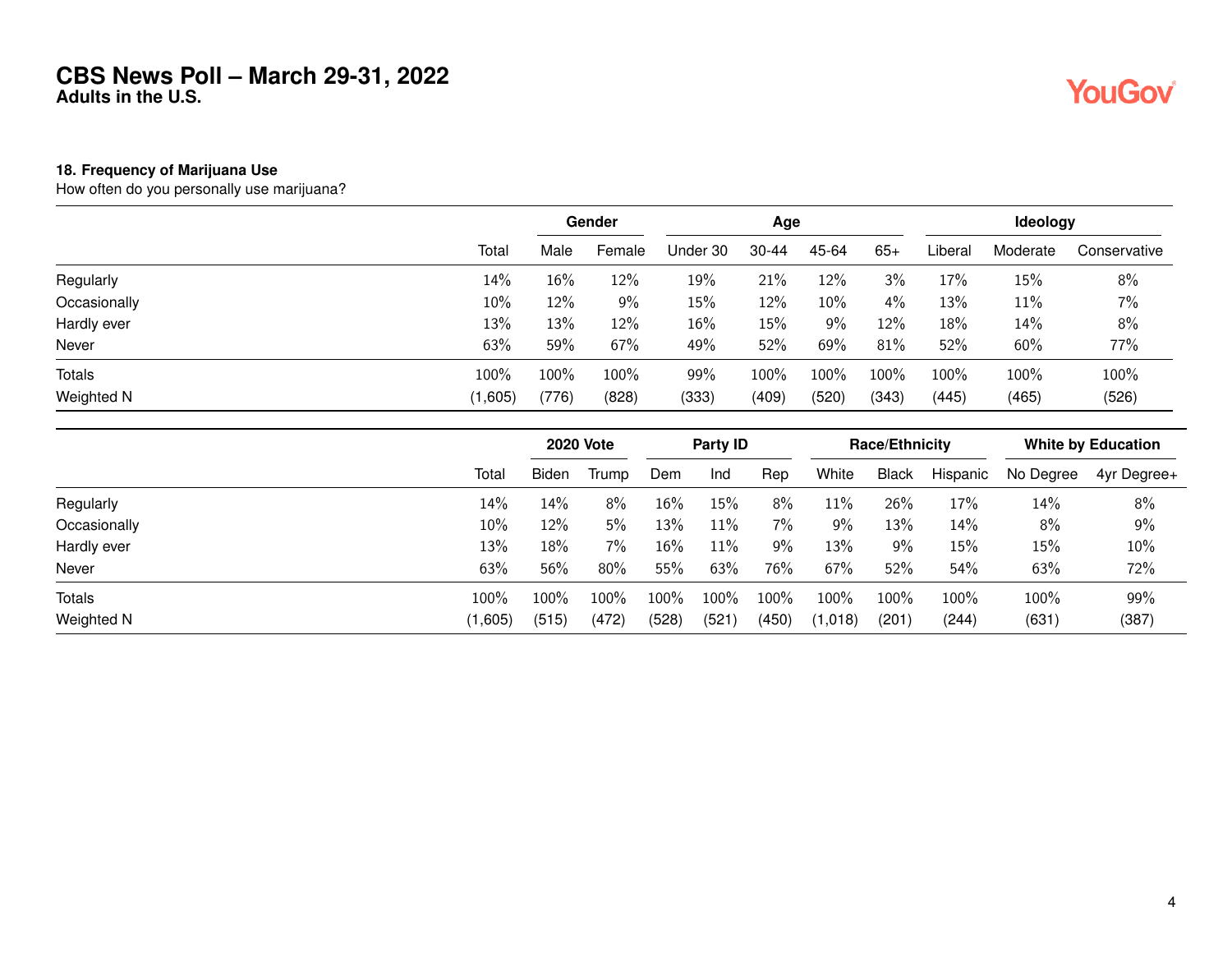# CBS News Poll – March 29-31, 2022

**Adults in the U.S.**

### 18. Frequency of Marijuana Use

How often do you personally use marijuana?

| | Total | Gender | | Age | | | | Ideology | | |
|---|---|---|---|---|---|---|---|---|---|---|
| | | Male | Female | Under 30 | 30-44 | 45-64 | 65+ | Liberal | Moderate | Conservative |
| Regularly | 14% | 16% | 12% | 19% | 21% | 12% | 3% | 17% | 15% | 8% |
| Occasionally | 10% | 12% | 9% | 15% | 12% | 10% | 4% | 13% | 11% | 7% |
| Hardly ever | 13% | 13% | 12% | 16% | 15% | 9% | 12% | 18% | 14% | 8% |
| Never | 63% | 59% | 67% | 49% | 52% | 69% | 81% | 52% | 60% | 77% |
| Totals | 100% | 100% | 100% | 99% | 100% | 100% | 100% | 100% | 100% | 100% |
| Weighted N | (1,605) | (776) | (828) | (333) | (409) | (520) | (343) | (445) | (465) | (526) |

| | Total | 2020 Vote | | Party ID | | | Race/Ethnicity | | | White by Education | |
|---|---|---|---|---|---|---|---|---|---|---|---|
| | | Biden | Trump | Dem | Ind | Rep | White | Black | Hispanic | No Degree | 4yr Degree+ |
| Regularly | 14% | 14% | 8% | 16% | 15% | 8% | 11% | 26% | 17% | 14% | 8% |
| Occasionally | 10% | 12% | 5% | 13% | 11% | 7% | 9% | 13% | 14% | 8% | 9% |
| Hardly ever | 13% | 18% | 7% | 16% | 11% | 9% | 13% | 9% | 15% | 15% | 10% |
| Never | 63% | 56% | 80% | 55% | 63% | 76% | 67% | 52% | 54% | 63% | 72% |
| Totals | 100% | 100% | 100% | 100% | 100% | 100% | 100% | 100% | 100% | 100% | 99% |
| Weighted N | (1,605) | (515) | (472) | (528) | (521) | (450) | (1,018) | (201) | (244) | (631) | (387) |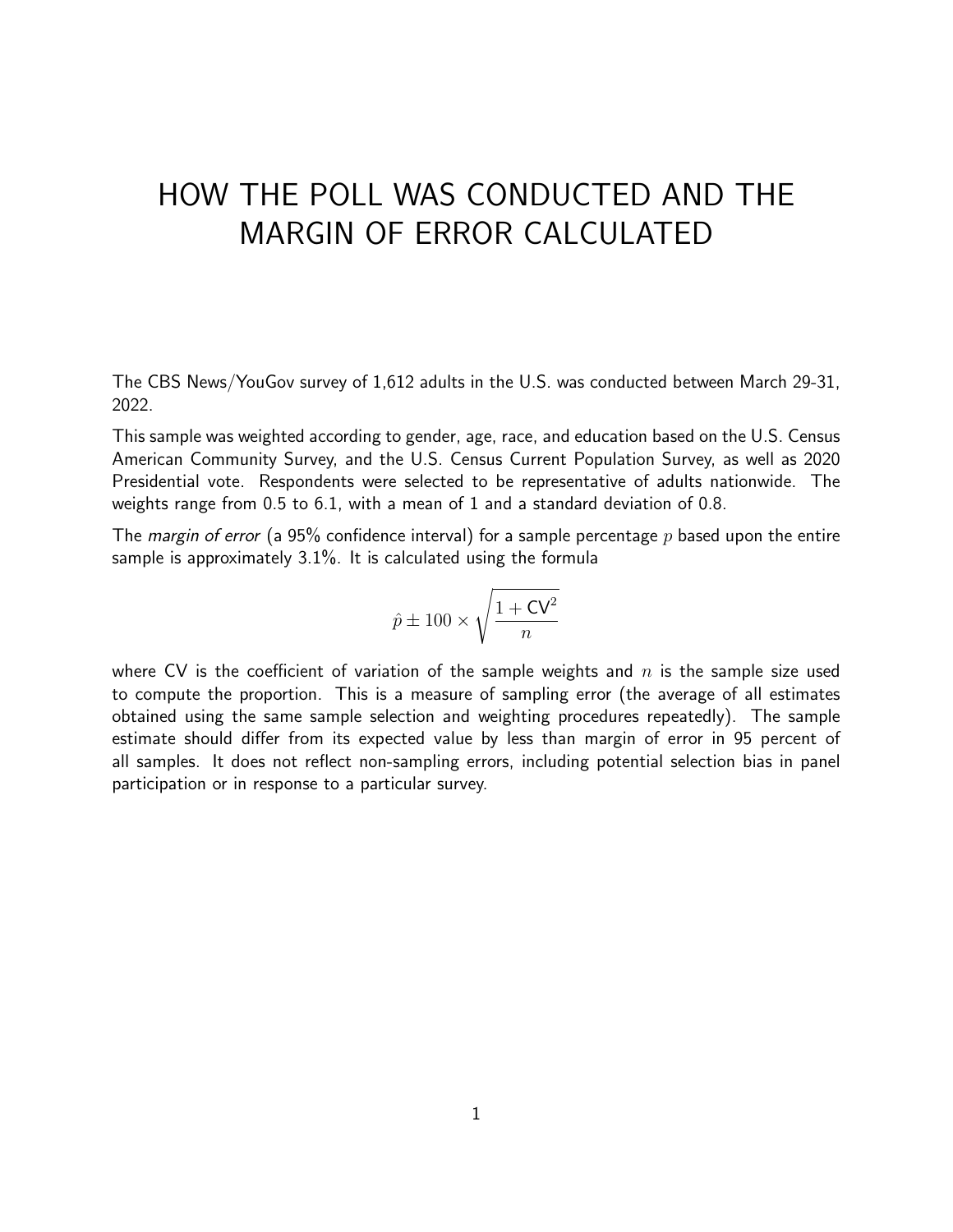# HOW THE POLL WAS CONDUCTED AND THE MARGIN OF ERROR CALCULATED

The CBS News/YouGov survey of 1,612 adults in the U.S. was conducted between March 29-31, 2022.

This sample was weighted according to gender, age, race, and education based on the U.S. Census American Community Survey, and the U.S. Census Current Population Survey, as well as 2020 Presidential vote. Respondents were selected to be representative of adults nationwide. The weights range from 0.5 to 6.1, with a mean of 1 and a standard deviation of 0.8.

The *margin of error* (a 95% confidence interval) for a sample percentage $p$ based upon the entire sample is approximately 3.1%. It is calculated using the formula

$$\hat{p} \pm 100 \times \sqrt{\frac{1 + \text{CV}^2}{n}}$$

where CV is the coefficient of variation of the sample weights and $n$ is the sample size used to compute the proportion. This is a measure of sampling error (the average of all estimates obtained using the same sample selection and weighting procedures repeatedly). The sample estimate should differ from its expected value by less than margin of error in 95 percent of all samples. It does not reflect non-sampling errors, including potential selection bias in panel participation or in response to a particular survey.